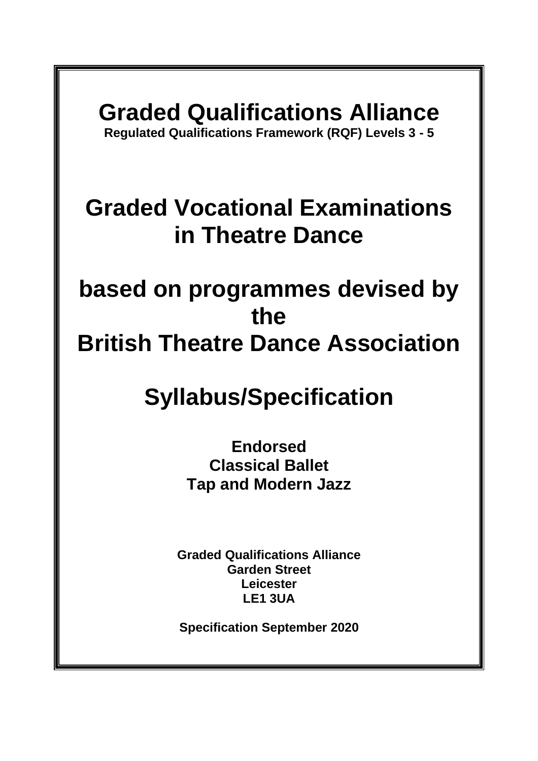# Graded Qualifications Alliance

**Regulated Qualifications Framework (RQF) Levels 3 - 5**

# Graded Vocational Examinations in Theatre Dance

# based on programmes devised by the British Theatre Dance Association

# Syllabus/Specification

**Endorsed**
**Classical Ballet**
**Tap and Modern Jazz**

**Graded Qualifications Alliance**
**Garden Street**
**Leicester**
**LE1 3UA**

**Specification September 2020**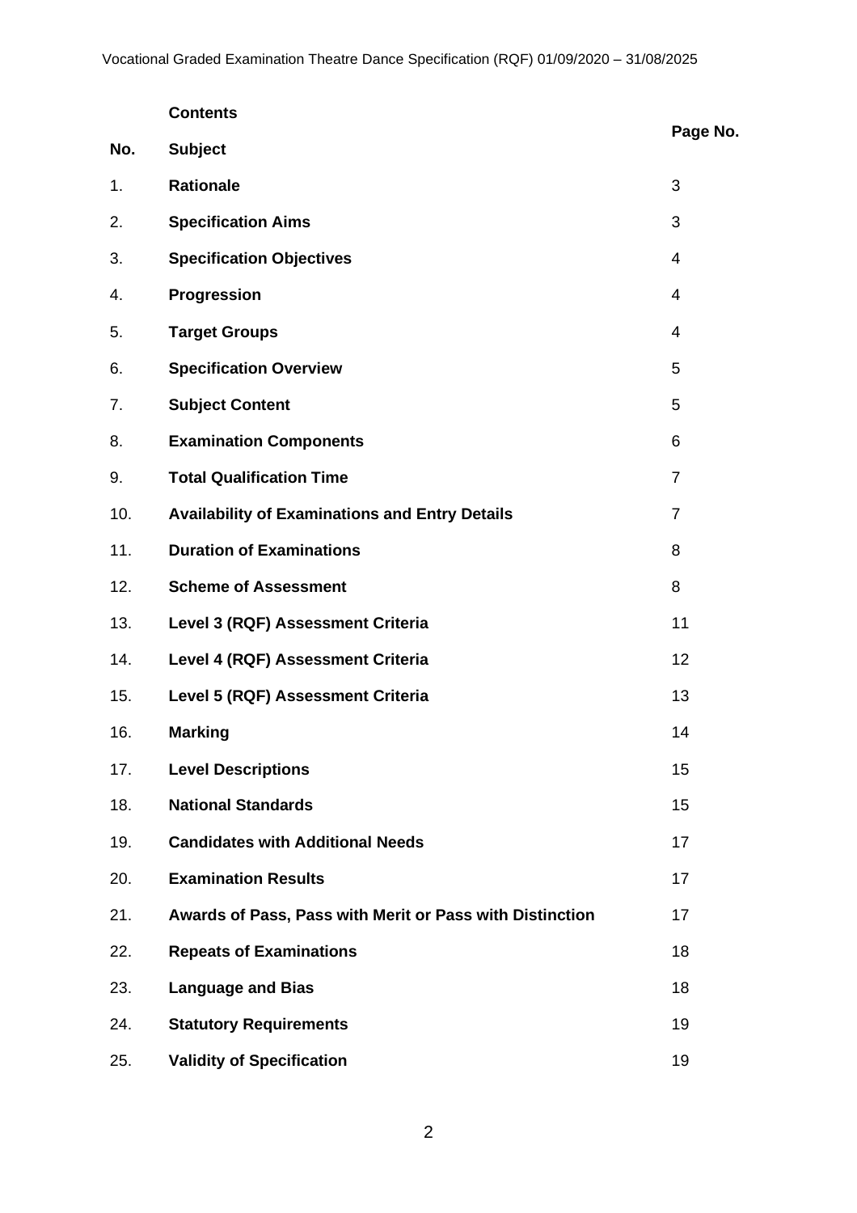## Contents

| No. | Subject | Page No. |
|---|---|---|
| 1. | **Rationale** | 3 |
| 2. | **Specification Aims** | 3 |
| 3. | **Specification Objectives** | 4 |
| 4. | **Progression** | 4 |
| 5. | **Target Groups** | 4 |
| 6. | **Specification Overview** | 5 |
| 7. | **Subject Content** | 5 |
| 8. | **Examination Components** | 6 |
| 9. | **Total Qualification Time** | 7 |
| 10. | **Availability of Examinations and Entry Details** | 7 |
| 11. | **Duration of Examinations** | 8 |
| 12. | **Scheme of Assessment** | 8 |
| 13. | **Level 3 (RQF) Assessment Criteria** | 11 |
| 14. | **Level 4 (RQF) Assessment Criteria** | 12 |
| 15. | **Level 5 (RQF) Assessment Criteria** | 13 |
| 16. | **Marking** | 14 |
| 17. | **Level Descriptions** | 15 |
| 18. | **National Standards** | 15 |
| 19. | **Candidates with Additional Needs** | 17 |
| 20. | **Examination Results** | 17 |
| 21. | **Awards of Pass, Pass with Merit or Pass with Distinction** | 17 |
| 22. | **Repeats of Examinations** | 18 |
| 23. | **Language and Bias** | 18 |
| 24. | **Statutory Requirements** | 19 |
| 25. | **Validity of Specification** | 19 |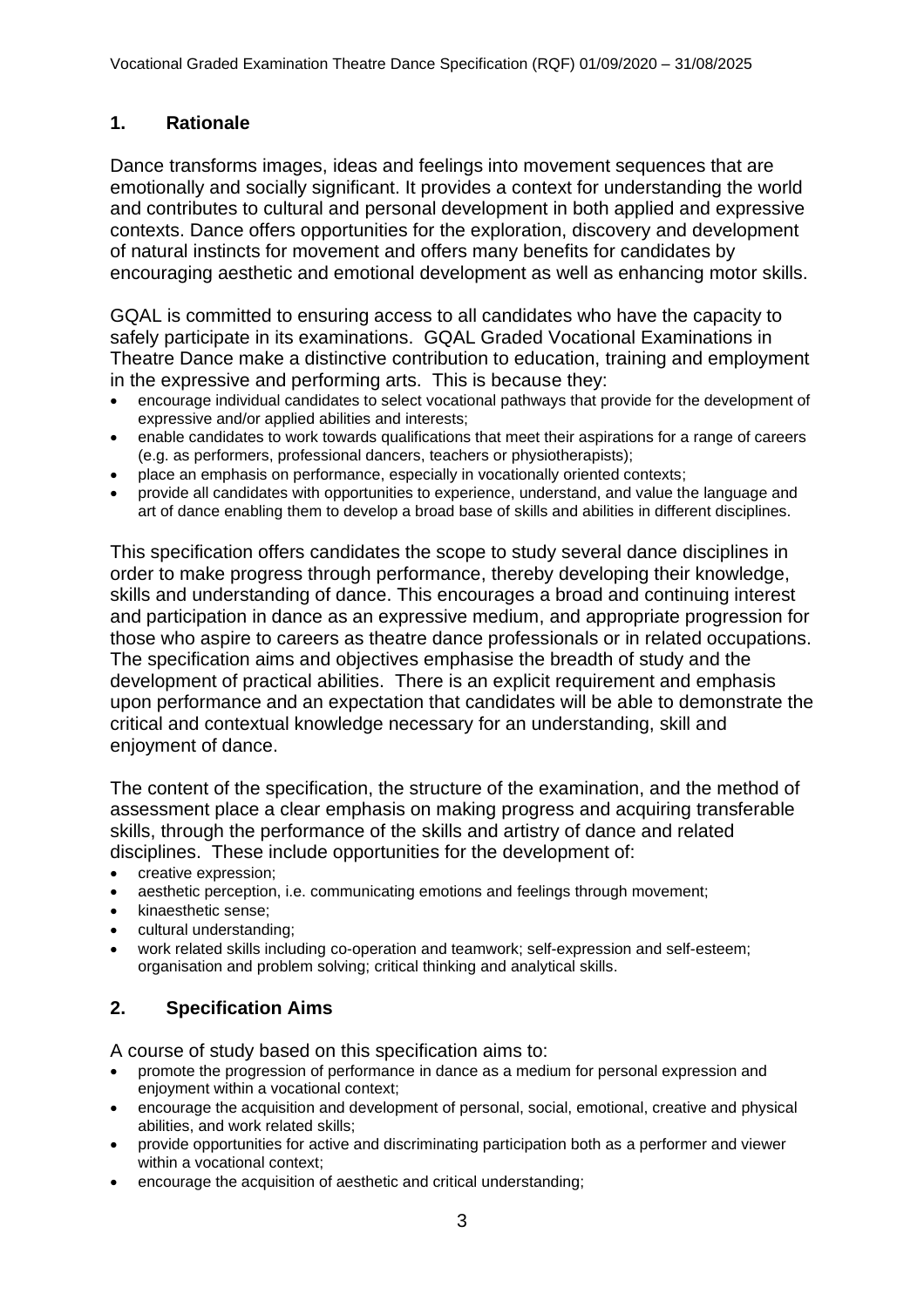## 1. Rationale

Dance transforms images, ideas and feelings into movement sequences that are emotionally and socially significant. It provides a context for understanding the world and contributes to cultural and personal development in both applied and expressive contexts. Dance offers opportunities for the exploration, discovery and development of natural instincts for movement and offers many benefits for candidates by encouraging aesthetic and emotional development as well as enhancing motor skills.

GQAL is committed to ensuring access to all candidates who have the capacity to safely participate in its examinations. GQAL Graded Vocational Examinations in Theatre Dance make a distinctive contribution to education, training and employment in the expressive and performing arts. This is because they:

- encourage individual candidates to select vocational pathways that provide for the development of expressive and/or applied abilities and interests;
- enable candidates to work towards qualifications that meet their aspirations for a range of careers (e.g. as performers, professional dancers, teachers or physiotherapists);
- place an emphasis on performance, especially in vocationally oriented contexts;
- provide all candidates with opportunities to experience, understand, and value the language and art of dance enabling them to develop a broad base of skills and abilities in different disciplines.

This specification offers candidates the scope to study several dance disciplines in order to make progress through performance, thereby developing their knowledge, skills and understanding of dance. This encourages a broad and continuing interest and participation in dance as an expressive medium, and appropriate progression for those who aspire to careers as theatre dance professionals or in related occupations. The specification aims and objectives emphasise the breadth of study and the development of practical abilities. There is an explicit requirement and emphasis upon performance and an expectation that candidates will be able to demonstrate the critical and contextual knowledge necessary for an understanding, skill and enjoyment of dance.

The content of the specification, the structure of the examination, and the method of assessment place a clear emphasis on making progress and acquiring transferable skills, through the performance of the skills and artistry of dance and related disciplines. These include opportunities for the development of:

- creative expression;
- aesthetic perception, i.e. communicating emotions and feelings through movement;
- kinaesthetic sense;
- cultural understanding;
- work related skills including co-operation and teamwork; self-expression and self-esteem; organisation and problem solving; critical thinking and analytical skills.

## 2. Specification Aims

A course of study based on this specification aims to:

- promote the progression of performance in dance as a medium for personal expression and enjoyment within a vocational context;
- encourage the acquisition and development of personal, social, emotional, creative and physical abilities, and work related skills;
- provide opportunities for active and discriminating participation both as a performer and viewer within a vocational context;
- encourage the acquisition of aesthetic and critical understanding;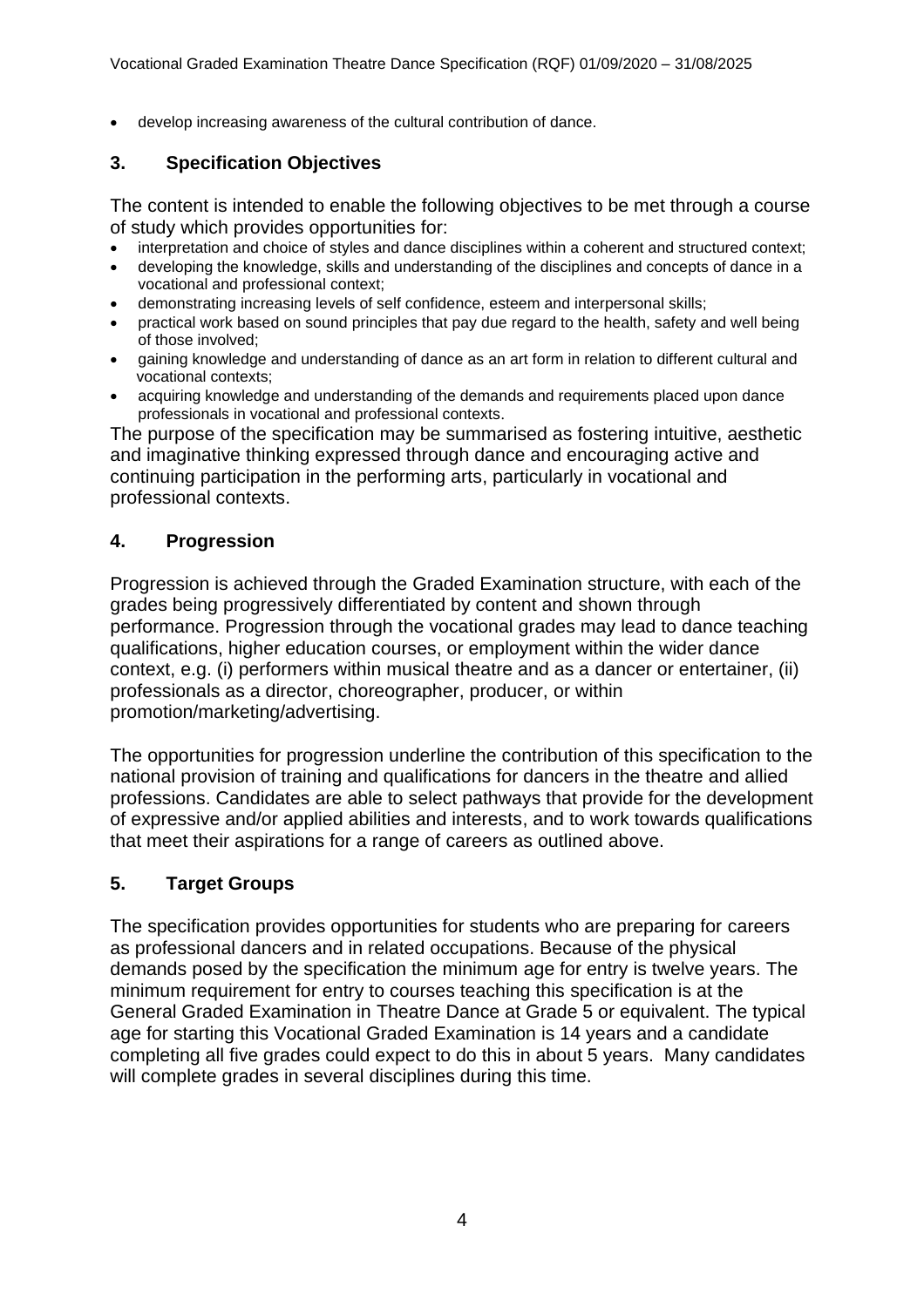- develop increasing awareness of the cultural contribution of dance.

## 3. Specification Objectives

The content is intended to enable the following objectives to be met through a course of study which provides opportunities for:

- interpretation and choice of styles and dance disciplines within a coherent and structured context;
- developing the knowledge, skills and understanding of the disciplines and concepts of dance in a vocational and professional context;
- demonstrating increasing levels of self confidence, esteem and interpersonal skills;
- practical work based on sound principles that pay due regard to the health, safety and well being of those involved;
- gaining knowledge and understanding of dance as an art form in relation to different cultural and vocational contexts;
- acquiring knowledge and understanding of the demands and requirements placed upon dance professionals in vocational and professional contexts.

The purpose of the specification may be summarised as fostering intuitive, aesthetic and imaginative thinking expressed through dance and encouraging active and continuing participation in the performing arts, particularly in vocational and professional contexts.

## 4. Progression

Progression is achieved through the Graded Examination structure, with each of the grades being progressively differentiated by content and shown through performance. Progression through the vocational grades may lead to dance teaching qualifications, higher education courses, or employment within the wider dance context, e.g. (i) performers within musical theatre and as a dancer or entertainer, (ii) professionals as a director, choreographer, producer, or within promotion/marketing/advertising.

The opportunities for progression underline the contribution of this specification to the national provision of training and qualifications for dancers in the theatre and allied professions. Candidates are able to select pathways that provide for the development of expressive and/or applied abilities and interests, and to work towards qualifications that meet their aspirations for a range of careers as outlined above.

## 5. Target Groups

The specification provides opportunities for students who are preparing for careers as professional dancers and in related occupations. Because of the physical demands posed by the specification the minimum age for entry is twelve years. The minimum requirement for entry to courses teaching this specification is at the General Graded Examination in Theatre Dance at Grade 5 or equivalent. The typical age for starting this Vocational Graded Examination is 14 years and a candidate completing all five grades could expect to do this in about 5 years. Many candidates will complete grades in several disciplines during this time.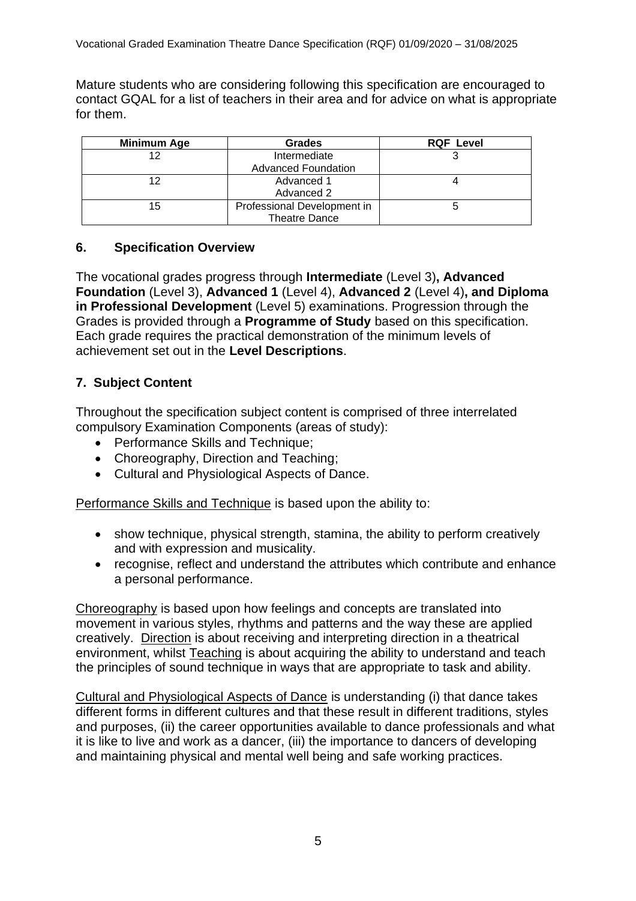Mature students who are considering following this specification are encouraged to contact GQAL for a list of teachers in their area and for advice on what is appropriate for them.

| Minimum Age | Grades | RQF Level |
|---|---|---|
| 12 | Intermediate<br>Advanced Foundation | 3 |
| 12 | Advanced 1<br>Advanced 2 | 4 |
| 15 | Professional Development in Theatre Dance | 5 |

## 6. Specification Overview

The vocational grades progress through **Intermediate** (Level 3)**, Advanced Foundation** (Level 3), **Advanced 1** (Level 4), **Advanced 2** (Level 4)**, and Diploma in Professional Development** (Level 5) examinations. Progression through the Grades is provided through a **Programme of Study** based on this specification. Each grade requires the practical demonstration of the minimum levels of achievement set out in the **Level Descriptions**.

## 7. Subject Content

Throughout the specification subject content is comprised of three interrelated compulsory Examination Components (areas of study):

- Performance Skills and Technique;
- Choreography, Direction and Teaching;
- Cultural and Physiological Aspects of Dance.

Performance Skills and Technique is based upon the ability to:

- show technique, physical strength, stamina, the ability to perform creatively and with expression and musicality.
- recognise, reflect and understand the attributes which contribute and enhance a personal performance.

Choreography is based upon how feelings and concepts are translated into movement in various styles, rhythms and patterns and the way these are applied creatively. Direction is about receiving and interpreting direction in a theatrical environment, whilst Teaching is about acquiring the ability to understand and teach the principles of sound technique in ways that are appropriate to task and ability.

Cultural and Physiological Aspects of Dance is understanding (i) that dance takes different forms in different cultures and that these result in different traditions, styles and purposes, (ii) the career opportunities available to dance professionals and what it is like to live and work as a dancer, (iii) the importance to dancers of developing and maintaining physical and mental well being and safe working practices.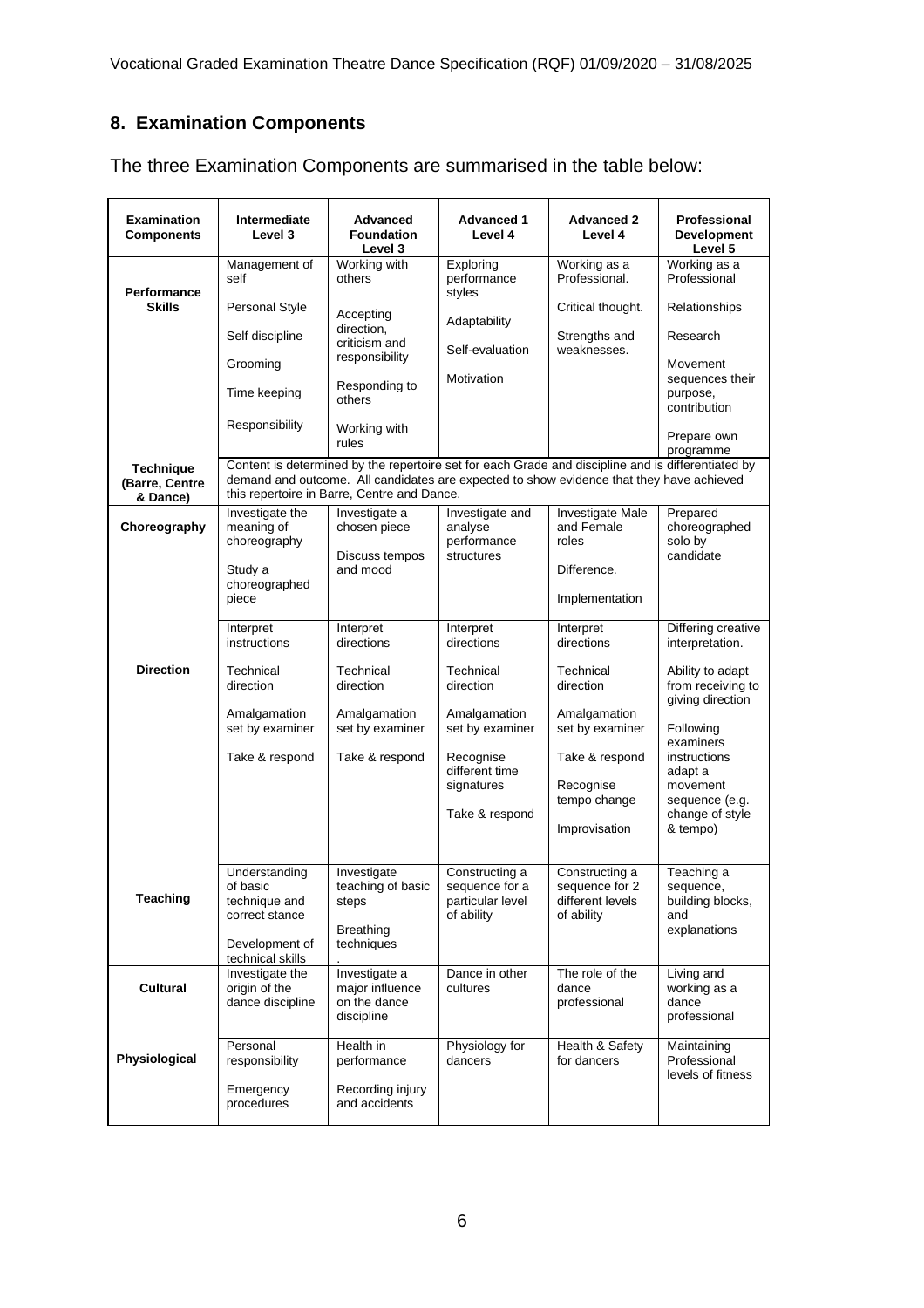## 8. Examination Components

The three Examination Components are summarised in the table below:

| Examination Components | Intermediate Level 3 | Advanced Foundation Level 3 | Advanced 1 Level 4 | Advanced 2 Level 4 | Professional Development Level 5 |
|---|---|---|---|---|---|
| **Performance Skills** | Management of self<br><br>Personal Style<br><br>Self discipline<br><br>Grooming<br><br>Time keeping<br><br>Responsibility | Working with others<br><br>Accepting direction, criticism and responsibility<br><br>Responding to others<br><br>Working with rules | Exploring performance styles<br><br>Adaptability<br><br>Self-evaluation<br><br>Motivation | Working as a Professional.<br><br>Critical thought.<br><br>Strengths and weaknesses. | Working as a Professional<br><br>Relationships<br><br>Research<br><br>Movement sequences their purpose, contribution<br><br>Prepare own programme |
| **Technique (Barre, Centre & Dance)** | Content is determined by the repertoire set for each Grade and discipline and is differentiated by demand and outcome. All candidates are expected to show evidence that they have achieved this repertoire in Barre, Centre and Dance. | | | | |
| **Choreography** | Investigate the meaning of choreography<br><br>Study a choreographed piece | Investigate a chosen piece<br><br>Discuss tempos and mood | Investigate and analyse performance structures | Investigate Male and Female roles<br><br>Difference.<br><br>Implementation | Prepared choreographed solo by candidate |
| **Direction** | Interpret instructions<br><br>Technical direction<br><br>Amalgamation set by examiner<br><br>Take & respond | Interpret directions<br><br>Technical direction<br><br>Amalgamation set by examiner<br><br>Take & respond | Interpret directions<br><br>Technical direction<br><br>Amalgamation set by examiner<br><br>Recognise different time signatures<br><br>Take & respond | Interpret directions<br><br>Technical direction<br><br>Amalgamation set by examiner<br><br>Take & respond<br><br>Recognise tempo change<br><br>Improvisation | Differing creative interpretation.<br><br>Ability to adapt from receiving to giving direction<br><br>Following examiners instructions adapt a movement sequence (e.g. change of style & tempo) |
| **Teaching** | Understanding of basic technique and correct stance<br><br>Development of technical skills | Investigate teaching of basic steps<br><br>Breathing techniques<br>. | Constructing a sequence for a particular level of ability | Constructing a sequence for 2 different levels of ability | Teaching a sequence, building blocks, and explanations |
| **Cultural** | Investigate the origin of the dance discipline | Investigate a major influence on the dance discipline | Dance in other cultures | The role of the dance professional | Living and working as a dance professional |
| **Physiological** | Personal responsibility<br><br>Emergency procedures | Health in performance<br><br>Recording injury and accidents | Physiology for dancers | Health & Safety for dancers | Maintaining Professional levels of fitness |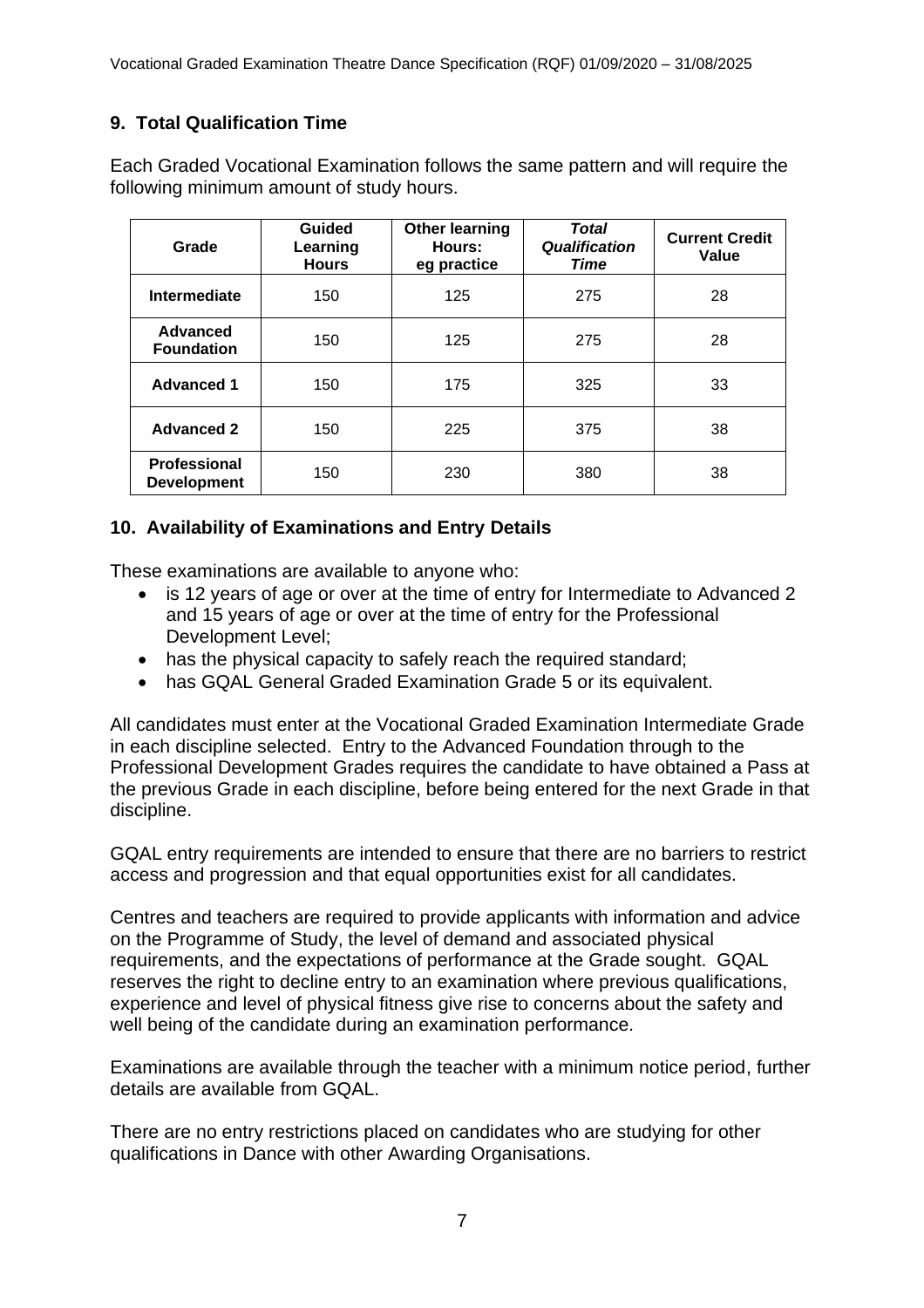## 9. Total Qualification Time

Each Graded Vocational Examination follows the same pattern and will require the following minimum amount of study hours.

| Grade | Guided Learning Hours | Other learning Hours: eg practice | *Total Qualification Time* | Current Credit Value |
|---|---|---|---|---|
| **Intermediate** | 150 | 125 | 275 | 28 |
| **Advanced Foundation** | 150 | 125 | 275 | 28 |
| **Advanced 1** | 150 | 175 | 325 | 33 |
| **Advanced 2** | 150 | 225 | 375 | 38 |
| **Professional Development** | 150 | 230 | 380 | 38 |

## 10. Availability of Examinations and Entry Details

These examinations are available to anyone who:

- is 12 years of age or over at the time of entry for Intermediate to Advanced 2 and 15 years of age or over at the time of entry for the Professional Development Level;
- has the physical capacity to safely reach the required standard;
- has GQAL General Graded Examination Grade 5 or its equivalent.

All candidates must enter at the Vocational Graded Examination Intermediate Grade in each discipline selected. Entry to the Advanced Foundation through to the Professional Development Grades requires the candidate to have obtained a Pass at the previous Grade in each discipline, before being entered for the next Grade in that discipline.

GQAL entry requirements are intended to ensure that there are no barriers to restrict access and progression and that equal opportunities exist for all candidates.

Centres and teachers are required to provide applicants with information and advice on the Programme of Study, the level of demand and associated physical requirements, and the expectations of performance at the Grade sought. GQAL reserves the right to decline entry to an examination where previous qualifications, experience and level of physical fitness give rise to concerns about the safety and well being of the candidate during an examination performance.

Examinations are available through the teacher with a minimum notice period, further details are available from GQAL.

There are no entry restrictions placed on candidates who are studying for other qualifications in Dance with other Awarding Organisations.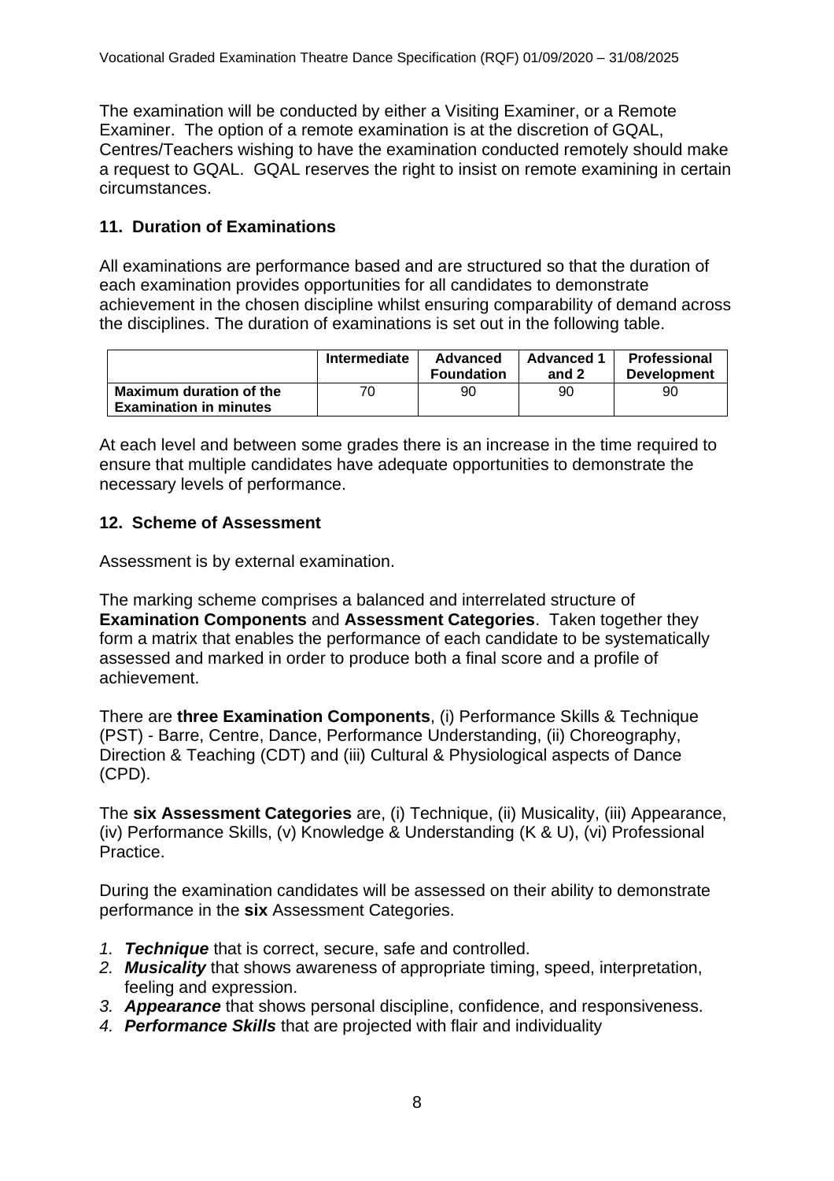The examination will be conducted by either a Visiting Examiner, or a Remote Examiner. The option of a remote examination is at the discretion of GQAL, Centres/Teachers wishing to have the examination conducted remotely should make a request to GQAL. GQAL reserves the right to insist on remote examining in certain circumstances.

## 11. Duration of Examinations

All examinations are performance based and are structured so that the duration of each examination provides opportunities for all candidates to demonstrate achievement in the chosen discipline whilst ensuring comparability of demand across the disciplines. The duration of examinations is set out in the following table.

| | Intermediate | Advanced Foundation | Advanced 1 and 2 | Professional Development |
|---|---|---|---|---|
| **Maximum duration of the Examination in minutes** | 70 | 90 | 90 | 90 |

At each level and between some grades there is an increase in the time required to ensure that multiple candidates have adequate opportunities to demonstrate the necessary levels of performance.

## 12. Scheme of Assessment

Assessment is by external examination.

The marking scheme comprises a balanced and interrelated structure of **Examination Components** and **Assessment Categories**. Taken together they form a matrix that enables the performance of each candidate to be systematically assessed and marked in order to produce both a final score and a profile of achievement.

There are **three Examination Components**, (i) Performance Skills & Technique (PST) - Barre, Centre, Dance, Performance Understanding, (ii) Choreography, Direction & Teaching (CDT) and (iii) Cultural & Physiological aspects of Dance (CPD).

The **six Assessment Categories** are, (i) Technique, (ii) Musicality, (iii) Appearance, (iv) Performance Skills, (v) Knowledge & Understanding (K & U), (vi) Professional Practice.

During the examination candidates will be assessed on their ability to demonstrate performance in the **six** Assessment Categories.

1. ***Technique*** that is correct, secure, safe and controlled.
2. ***Musicality*** that shows awareness of appropriate timing, speed, interpretation, feeling and expression.
3. ***Appearance*** that shows personal discipline, confidence, and responsiveness.
4. ***Performance Skills*** that are projected with flair and individuality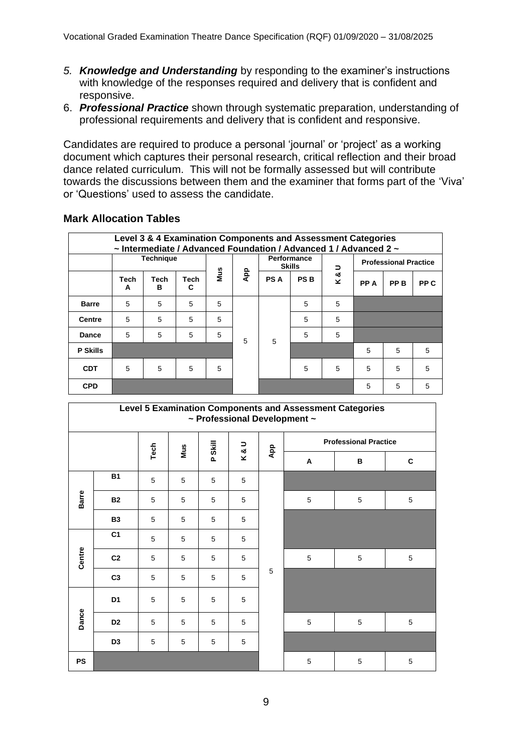5. ***Knowledge and Understanding*** by responding to the examiner's instructions with knowledge of the responses required and delivery that is confident and responsive.
6. ***Professional Practice*** shown through systematic preparation, understanding of professional requirements and delivery that is confident and responsive.

Candidates are required to produce a personal 'journal' or 'project' as a working document which captures their personal research, critical reflection and their broad dance related curriculum. This will not be formally assessed but will contribute towards the discussions between them and the examiner that forms part of the 'Viva' or 'Questions' used to assess the candidate.

## Mark Allocation Tables

| Level 3 & 4 Examination Components and Assessment Categories ~ Intermediate / Advanced Foundation / Advanced 1 / Advanced 2 ~ | | | | | | | | | | | |
|---|---|---|---|---|---|---|---|---|---|---|---|
| | Technique | | | Mus | App | Performance Skills | | K & U | Professional Practice | | |
| | Tech A | Tech B | Tech C | | | PS A | PS B | | PP A | PP B | PP C |
| **Barre** | 5 | 5 | 5 | 5 | 5 | 5 | 5 | 5 | | | |
| **Centre** | 5 | 5 | 5 | 5 | | | 5 | 5 | | | |
| **Dance** | 5 | 5 | 5 | 5 | | | 5 | 5 | | | |
| **P Skills** | | | | | | | | | 5 | 5 | 5 |
| **CDT** | 5 | 5 | 5 | 5 | | | 5 | 5 | 5 | 5 | 5 |
| **CPD** | | | | | | | | | 5 | 5 | 5 |

| Level 5 Examination Components and Assessment Categories ~ Professional Development ~ | | | | | | | | | |
|---|---|---|---|---|---|---|---|---|---|
| | | Tech | Mus | P Skill | K & U | App | Professional Practice | | |
| | | | | | | | A | B | C |
| Barre | B1 | 5 | 5 | 5 | 5 | 5 | | | |
| | B2 | 5 | 5 | 5 | 5 | | 5 | 5 | 5 |
| | B3 | 5 | 5 | 5 | 5 | | | | |
| Centre | C1 | 5 | 5 | 5 | 5 | | | | |
| | C2 | 5 | 5 | 5 | 5 | | 5 | 5 | 5 |
| | C3 | 5 | 5 | 5 | 5 | | | | |
| Dance | D1 | 5 | 5 | 5 | 5 | | | | |
| | D2 | 5 | 5 | 5 | 5 | | 5 | 5 | 5 |
| | D3 | 5 | 5 | 5 | 5 | | | | |
| PS | | | | | | | 5 | 5 | 5 |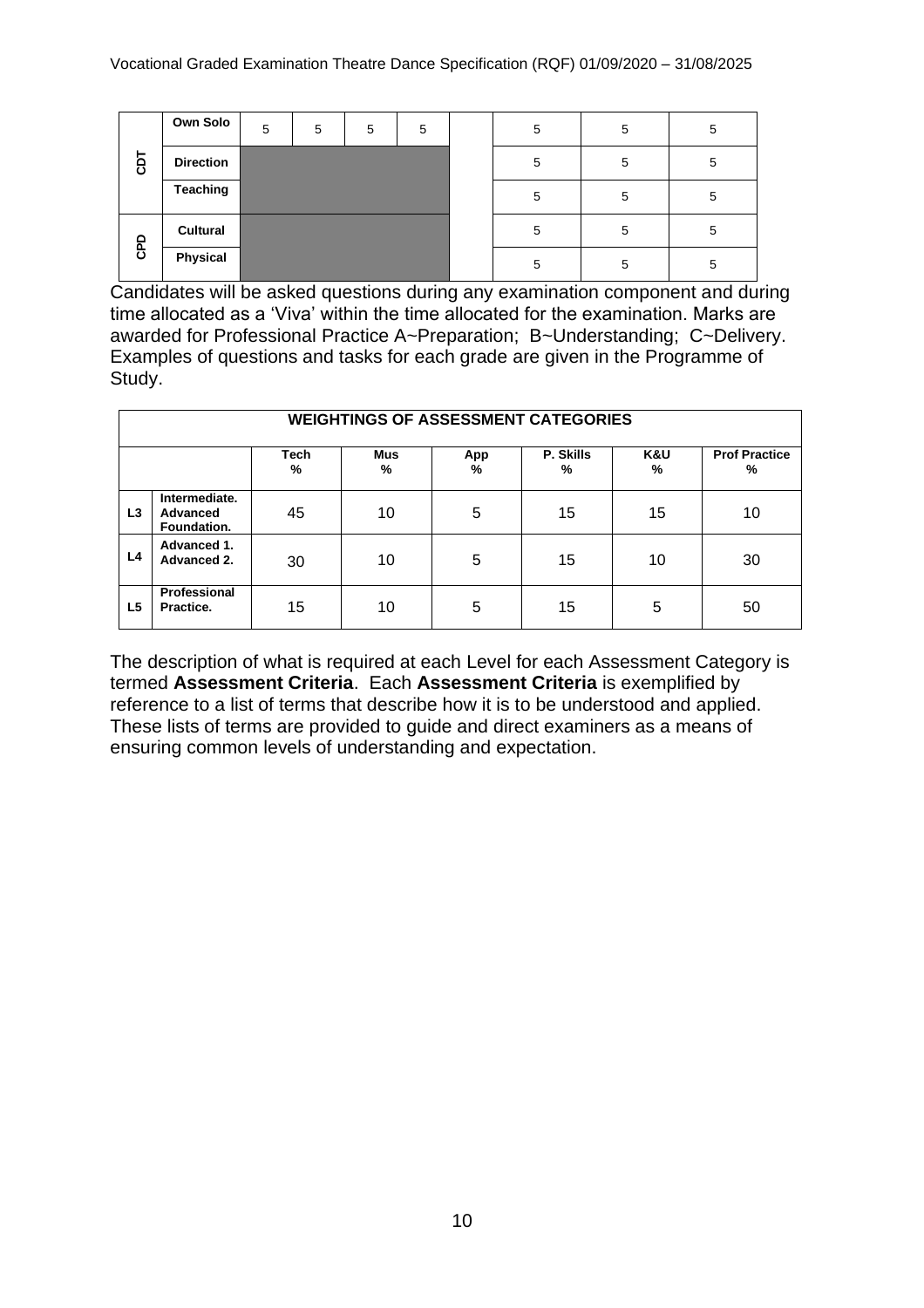|  |  |  |  |  |  |  |  |  |  |
|---|---|---|---|---|---|---|---|---|---|
| CDT | Own Solo | 5 | 5 | 5 | 5 |  | 5 | 5 | 5 |
|  | Direction |  |  |  |  |  | 5 | 5 | 5 |
|  | Teaching |  |  |  |  |  | 5 | 5 | 5 |
| CPD | Cultural |  |  |  |  |  | 5 | 5 | 5 |
|  | Physical |  |  |  |  |  | 5 | 5 | 5 |

Candidates will be asked questions during any examination component and during time allocated as a 'Viva' within the time allocated for the examination. Marks are awarded for Professional Practice A~Preparation; B~Understanding; C~Delivery. Examples of questions and tasks for each grade are given in the Programme of Study.

| WEIGHTINGS OF ASSESSMENT CATEGORIES | | | | | | | |
|---|---|---|---|---|---|---|---|
|  |  | **Tech %** | **Mus %** | **App %** | **P. Skills %** | **K&U %** | **Prof Practice %** |
| **L3** | **Intermediate. Advanced Foundation.** | 45 | 10 | 5 | 15 | 15 | 10 |
| **L4** | **Advanced 1. Advanced 2.** | 30 | 10 | 5 | 15 | 10 | 30 |
| **L5** | **Professional Practice.** | 15 | 10 | 5 | 15 | 5 | 50 |

The description of what is required at each Level for each Assessment Category is termed **Assessment Criteria**. Each **Assessment Criteria** is exemplified by reference to a list of terms that describe how it is to be understood and applied. These lists of terms are provided to guide and direct examiners as a means of ensuring common levels of understanding and expectation.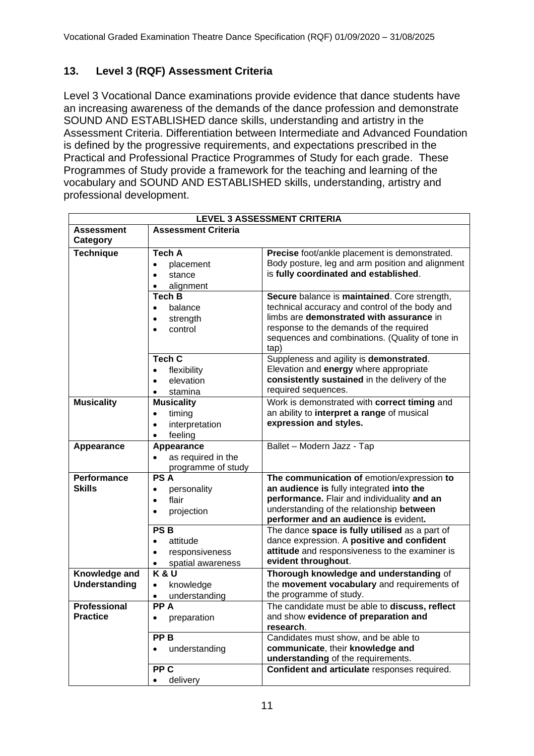## 13. Level 3 (RQF) Assessment Criteria

Level 3 Vocational Dance examinations provide evidence that dance students have an increasing awareness of the demands of the dance profession and demonstrate SOUND AND ESTABLISHED dance skills, understanding and artistry in the Assessment Criteria. Differentiation between Intermediate and Advanced Foundation is defined by the progressive requirements, and expectations prescribed in the Practical and Professional Practice Programmes of Study for each grade. These Programmes of Study provide a framework for the teaching and learning of the vocabulary and SOUND AND ESTABLISHED skills, understanding, artistry and professional development.

| **LEVEL 3 ASSESSMENT CRITERIA** | | |
|---|---|---|
| **Assessment Category** | **Assessment Criteria** | |
| **Technique** | **Tech A**<br>• placement<br>• stance<br>• alignment | **Precise** foot/ankle placement is demonstrated. Body posture, leg and arm position and alignment is **fully coordinated and established**. |
| | **Tech B**<br>• balance<br>• strength<br>• control | **Secure** balance is **maintained**. Core strength, technical accuracy and control of the body and limbs are **demonstrated with assurance** in response to the demands of the required sequences and combinations. (Quality of tone in tap) |
| | **Tech C**<br>• flexibility<br>• elevation<br>• stamina | Suppleness and agility is **demonstrated**. Elevation and **energy** where appropriate **consistently sustained** in the delivery of the required sequences. |
| **Musicality** | **Musicality**<br>• timing<br>• interpretation<br>• feeling | Work is demonstrated with **correct timing** and an ability to **interpret a range** of musical **expression and styles.** |
| **Appearance** | **Appearance**<br>• as required in the programme of study | Ballet – Modern Jazz - Tap |
| **Performance Skills** | **PS A**<br>• personality<br>• flair<br>• projection | **The communication of** emotion/expression **to an audience is** fully integrated **into the performance.** Flair and individuality **and an** understanding of the relationship **between performer and an audience is** evident**.** |
| | **PS B**<br>• attitude<br>• responsiveness<br>• spatial awareness | The dance **space is fully utilised** as a part of dance expression. A **positive and confident attitude** and responsiveness to the examiner is **evident throughout**. |
| **Knowledge and Understanding** | **K & U**<br>• knowledge<br>• understanding | **Thorough knowledge and understanding** of the **movement vocabulary** and requirements of the programme of study. |
| **Professional Practice** | **PP A**<br>• preparation | The candidate must be able to **discuss, reflect** and show **evidence of preparation and research**. |
| | **PP B**<br>• understanding | Candidates must show, and be able to **communicate**, their **knowledge and understanding** of the requirements. |
| | **PP C**<br>• delivery | **Confident and articulate** responses required. |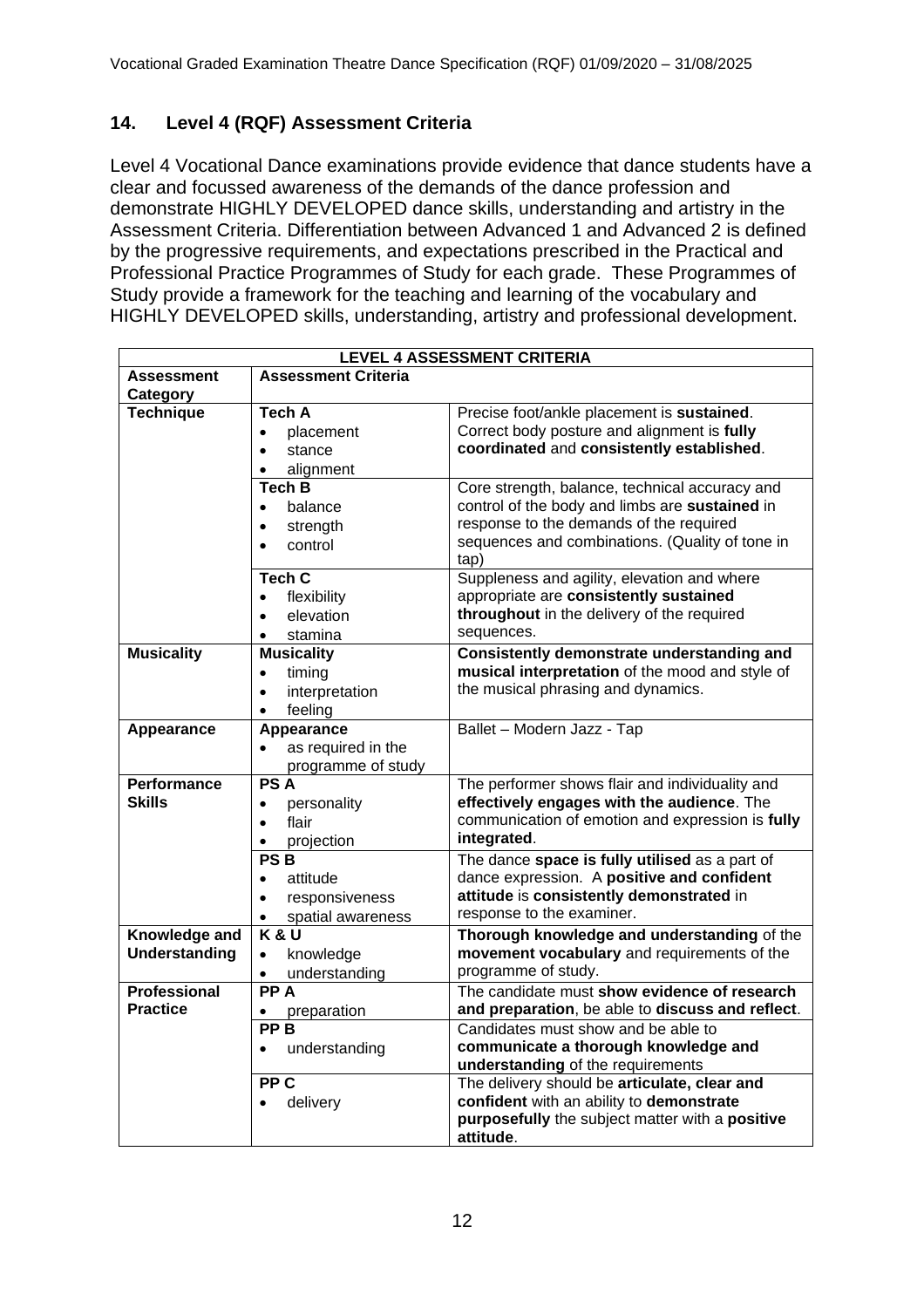## 14. Level 4 (RQF) Assessment Criteria

Level 4 Vocational Dance examinations provide evidence that dance students have a clear and focussed awareness of the demands of the dance profession and demonstrate HIGHLY DEVELOPED dance skills, understanding and artistry in the Assessment Criteria. Differentiation between Advanced 1 and Advanced 2 is defined by the progressive requirements, and expectations prescribed in the Practical and Professional Practice Programmes of Study for each grade. These Programmes of Study provide a framework for the teaching and learning of the vocabulary and HIGHLY DEVELOPED skills, understanding, artistry and professional development.

| LEVEL 4 ASSESSMENT CRITERIA | | |
|---|---|---|
| **Assessment Category** | **Assessment Criteria** | |
| **Technique** | **Tech A**<br>• placement<br>• stance<br>• alignment | Precise foot/ankle placement is **sustained**. Correct body posture and alignment is **fully coordinated** and **consistently established**. |
| | **Tech B**<br>• balance<br>• strength<br>• control | Core strength, balance, technical accuracy and control of the body and limbs are **sustained** in response to the demands of the required sequences and combinations. (Quality of tone in tap) |
| | **Tech C**<br>• flexibility<br>• elevation<br>• stamina | Suppleness and agility, elevation and where appropriate are **consistently sustained throughout** in the delivery of the required sequences. |
| **Musicality** | **Musicality**<br>• timing<br>• interpretation<br>• feeling | **Consistently demonstrate understanding and musical interpretation** of the mood and style of the musical phrasing and dynamics. |
| **Appearance** | **Appearance**<br>• as required in the programme of study | Ballet – Modern Jazz - Tap |
| **Performance Skills** | **PS A**<br>• personality<br>• flair<br>• projection | The performer shows flair and individuality and **effectively engages with the audience**. The communication of emotion and expression is **fully integrated**. |
| | **PS B**<br>• attitude<br>• responsiveness<br>• spatial awareness | The dance **space is fully utilised** as a part of dance expression. A **positive and confident attitude** is **consistently demonstrated** in response to the examiner. |
| **Knowledge and Understanding** | **K & U**<br>• knowledge<br>• understanding | **Thorough knowledge and understanding** of the **movement vocabulary** and requirements of the programme of study. |
| **Professional Practice** | **PP A**<br>• preparation | The candidate must **show evidence of research and preparation**, be able to **discuss and reflect**. |
| | **PP B**<br>• understanding | Candidates must show and be able to **communicate a thorough knowledge and understanding** of the requirements |
| | **PP C**<br>• delivery | The delivery should be **articulate, clear and confident** with an ability to **demonstrate purposefully** the subject matter with a **positive attitude**. |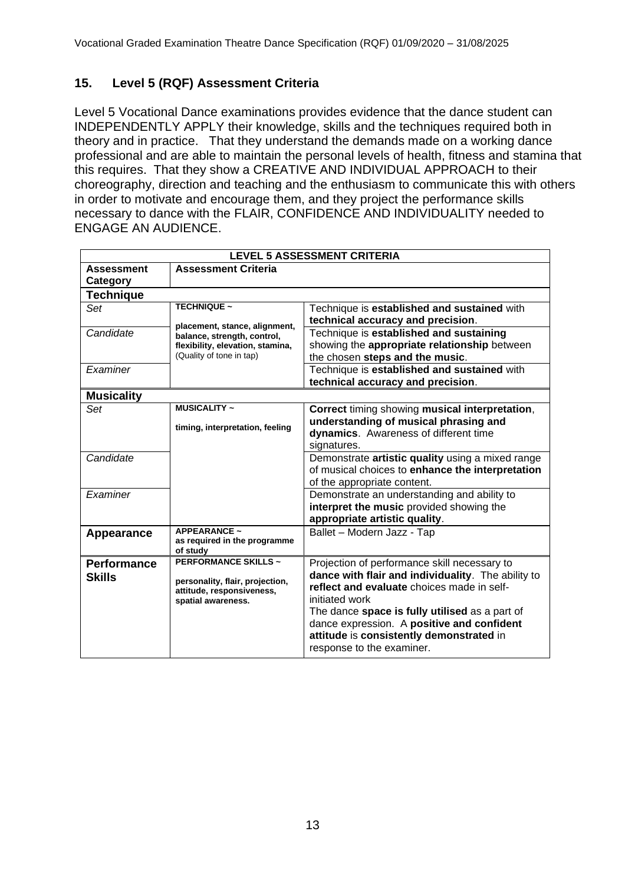## 15. Level 5 (RQF) Assessment Criteria

Level 5 Vocational Dance examinations provides evidence that the dance student can INDEPENDENTLY APPLY their knowledge, skills and the techniques required both in theory and in practice. That they understand the demands made on a working dance professional and are able to maintain the personal levels of health, fitness and stamina that this requires. That they show a CREATIVE AND INDIVIDUAL APPROACH to their choreography, direction and teaching and the enthusiasm to communicate this with others in order to motivate and encourage them, and they project the performance skills necessary to dance with the FLAIR, CONFIDENCE AND INDIVIDUALITY needed to ENGAGE AN AUDIENCE.

| **LEVEL 5 ASSESSMENT CRITERIA** | | |
|---|---|---|
| **Assessment Category** | **Assessment Criteria** | |
| **Technique** | | |
| *Set* | **TECHNIQUE ~** **placement, stance, alignment, balance, strength, control, flexibility, elevation, stamina,** (Quality of tone in tap) | Technique is **established and sustained** with **technical accuracy and precision**. |
| *Candidate* | | Technique is **established and sustaining** showing the **appropriate relationship** between the chosen **steps and the music**. |
| *Examiner* | | Technique is **established and sustained** with **technical accuracy and precision**. |
| **Musicality** | | |
| *Set* | **MUSICALITY ~** **timing, interpretation, feeling** | **Correct** timing showing **musical interpretation**, **understanding of musical phrasing and dynamics**. Awareness of different time signatures. |
| *Candidate* | | Demonstrate **artistic quality** using a mixed range of musical choices to **enhance the interpretation** of the appropriate content. |
| *Examiner* | | Demonstrate an understanding and ability to **interpret the music** provided showing the **appropriate artistic quality**. |
| **Appearance** | **APPEARANCE ~** **as required in the programme of study** | Ballet – Modern Jazz - Tap |
| **Performance Skills** | **PERFORMANCE SKILLS ~** **personality, flair, projection, attitude, responsiveness, spatial awareness.** | Projection of performance skill necessary to **dance with flair and individuality**. The ability to **reflect and evaluate** choices made in self-initiated work<br>The dance **space is fully utilised** as a part of dance expression. A **positive and confident attitude** is **consistently demonstrated** in response to the examiner. |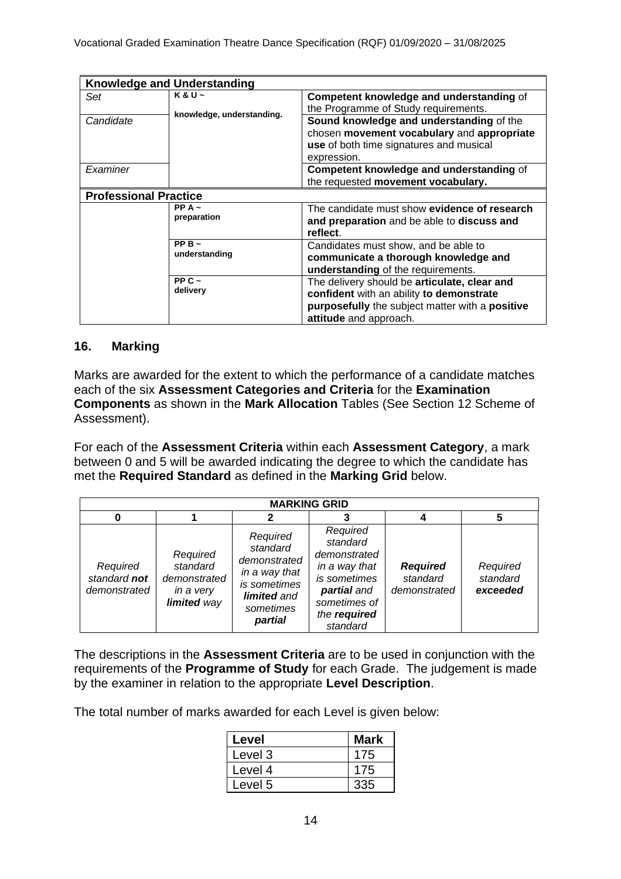| **Knowledge and Understanding** | | |
|---|---|---|
| *Set* | **K & U ~** **knowledge, understanding.** | **Competent knowledge and understanding** of the Programme of Study requirements. |
| *Candidate* | | **Sound knowledge and understanding** of the chosen **movement vocabulary** and **appropriate use** of both time signatures and musical expression. |
| *Examiner* | | **Competent knowledge and understanding** of the requested **movement vocabulary.** |
| **Professional Practice** | | |
| | **PP A ~** **preparation** | The candidate must show **evidence of research and preparation** and be able to **discuss and reflect**. |
| | **PP B ~** **understanding** | Candidates must show, and be able to **communicate a thorough knowledge and understanding** of the requirements. |
| | **PP C ~** **delivery** | The delivery should be **articulate, clear and confident** with an ability **to demonstrate purposefully** the subject matter with a **positive attitude** and approach. |

## 16. Marking

Marks are awarded for the extent to which the performance of a candidate matches each of the six **Assessment Categories and Criteria** for the **Examination Components** as shown in the **Mark Allocation** Tables (See Section 12 Scheme of Assessment).

For each of the **Assessment Criteria** within each **Assessment Category**, a mark between 0 and 5 will be awarded indicating the degree to which the candidate has met the **Required Standard** as defined in the **Marking Grid** below.

| **MARKING GRID** | | | | | |
|---|---|---|---|---|---|
| **0** | **1** | **2** | **3** | **4** | **5** |
| *Required standard **not** demonstrated* | *Required standard demonstrated in a very **limited** way* | *Required standard demonstrated in a way that is sometimes **limited** and sometimes **partial*** | *Required standard demonstrated in a way that is sometimes **partial** and sometimes of the **required** standard* | ***Required** standard demonstrated* | *Required standard **exceeded*** |

The descriptions in the **Assessment Criteria** are to be used in conjunction with the requirements of the **Programme of Study** for each Grade. The judgement is made by the examiner in relation to the appropriate **Level Description**.

The total number of marks awarded for each Level is given below:

| **Level** | **Mark** |
|---|---|
| Level 3 | 175 |
| Level 4 | 175 |
| Level 5 | 335 |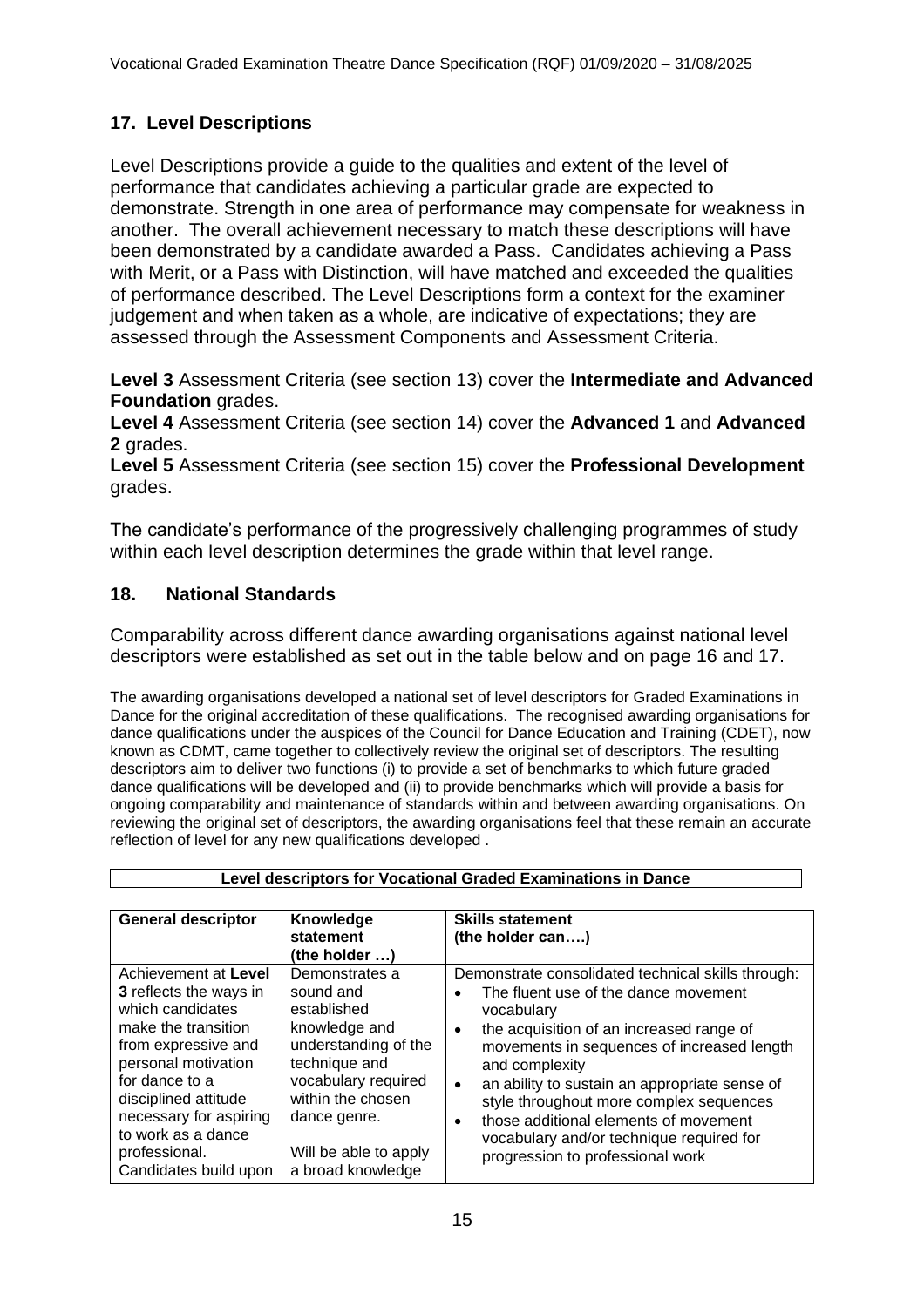## 17. Level Descriptions

Level Descriptions provide a guide to the qualities and extent of the level of performance that candidates achieving a particular grade are expected to demonstrate. Strength in one area of performance may compensate for weakness in another. The overall achievement necessary to match these descriptions will have been demonstrated by a candidate awarded a Pass. Candidates achieving a Pass with Merit, or a Pass with Distinction, will have matched and exceeded the qualities of performance described. The Level Descriptions form a context for the examiner judgement and when taken as a whole, are indicative of expectations; they are assessed through the Assessment Components and Assessment Criteria.

**Level 3** Assessment Criteria (see section 13) cover the **Intermediate and Advanced Foundation** grades.

**Level 4** Assessment Criteria (see section 14) cover the **Advanced 1** and **Advanced 2** grades.

**Level 5** Assessment Criteria (see section 15) cover the **Professional Development** grades.

The candidate's performance of the progressively challenging programmes of study within each level description determines the grade within that level range.

## 18. National Standards

Comparability across different dance awarding organisations against national level descriptors were established as set out in the table below and on page 16 and 17.

The awarding organisations developed a national set of level descriptors for Graded Examinations in Dance for the original accreditation of these qualifications. The recognised awarding organisations for dance qualifications under the auspices of the Council for Dance Education and Training (CDET), now known as CDMT, came together to collectively review the original set of descriptors. The resulting descriptors aim to deliver two functions (i) to provide a set of benchmarks to which future graded dance qualifications will be developed and (ii) to provide benchmarks which will provide a basis for ongoing comparability and maintenance of standards within and between awarding organisations. On reviewing the original set of descriptors, the awarding organisations feel that these remain an accurate reflection of level for any new qualifications developed .

**Level descriptors for Vocational Graded Examinations in Dance**

| General descriptor | Knowledge statement (the holder …) | Skills statement (the holder can….) |
|---|---|---|
| Achievement at **Level 3** reflects the ways in which candidates make the transition from expressive and personal motivation for dance to a disciplined attitude necessary for aspiring to work as a dance professional. Candidates build upon | Demonstrates a sound and established knowledge and understanding of the technique and vocabulary required within the chosen dance genre.<br><br>Will be able to apply a broad knowledge | Demonstrate consolidated technical skills through:<br>• The fluent use of the dance movement vocabulary<br>• the acquisition of an increased range of movements in sequences of increased length and complexity<br>• an ability to sustain an appropriate sense of style throughout more complex sequences<br>• those additional elements of movement vocabulary and/or technique required for progression to professional work |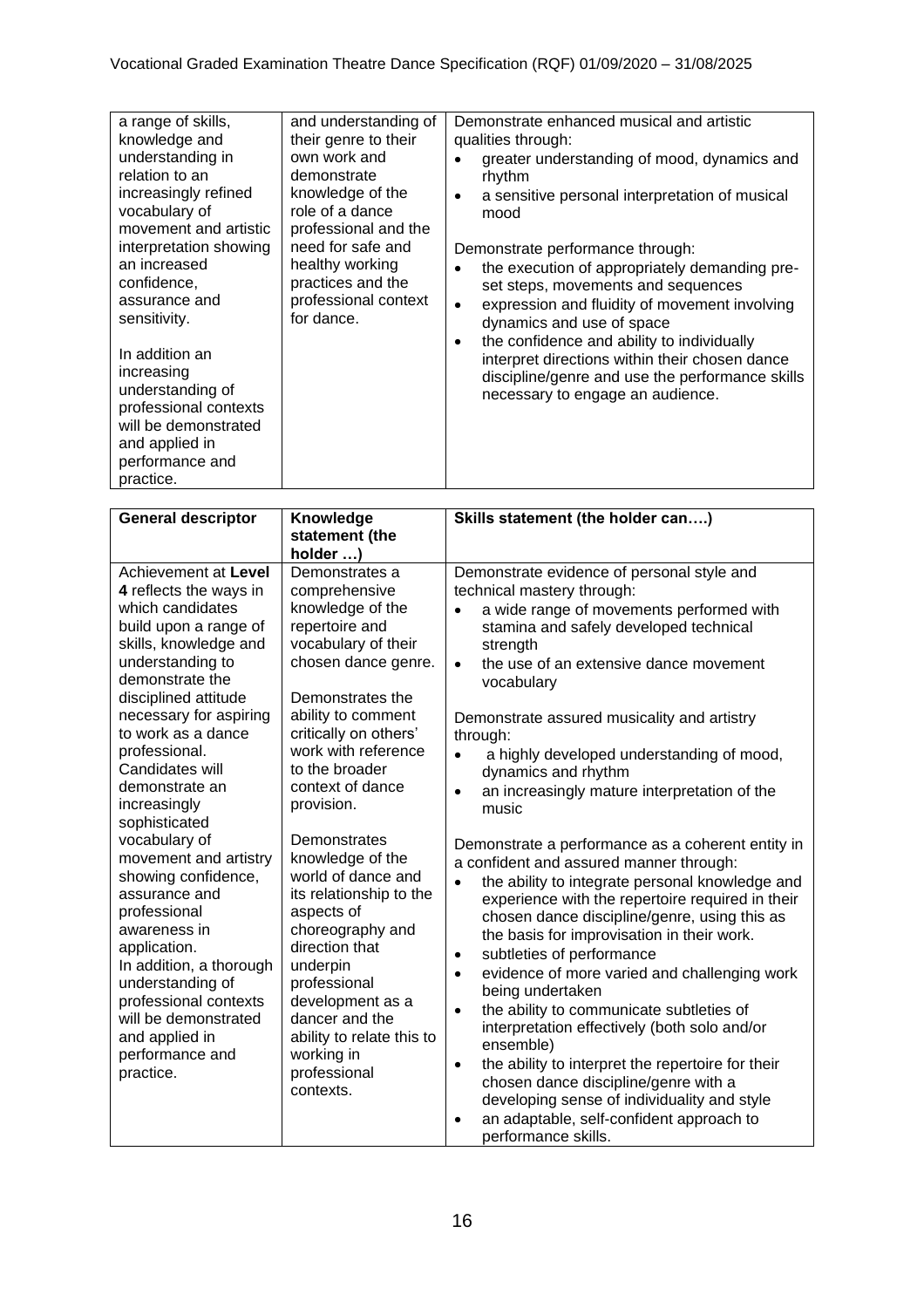| | | |
|---|---|---|
| a range of skills, knowledge and understanding in relation to an increasingly refined vocabulary of movement and artistic interpretation showing an increased confidence, assurance and sensitivity.<br><br>In addition an increasing understanding of professional contexts will be demonstrated and applied in performance and practice. | and understanding of their genre to their own work and demonstrate knowledge of the role of a dance professional and the need for safe and healthy working practices and the professional context for dance. | Demonstrate enhanced musical and artistic qualities through:<br>• greater understanding of mood, dynamics and rhythm<br>• a sensitive personal interpretation of musical mood<br><br>Demonstrate performance through:<br>• the execution of appropriately demanding pre-set steps, movements and sequences<br>• expression and fluidity of movement involving dynamics and use of space<br>• the confidence and ability to individually interpret directions within their chosen dance discipline/genre and use the performance skills necessary to engage an audience. |

| General descriptor | Knowledge statement (the holder …) | Skills statement (the holder can….) |
|---|---|---|
| Achievement at **Level 4** reflects the ways in which candidates build upon a range of skills, knowledge and understanding to demonstrate the disciplined attitude necessary for aspiring to work as a dance professional. Candidates will demonstrate an increasingly sophisticated vocabulary of movement and artistry showing confidence, assurance and professional awareness in application.<br>In addition, a thorough understanding of professional contexts will be demonstrated and applied in performance and practice. | Demonstrates a comprehensive knowledge of the repertoire and vocabulary of their chosen dance genre.<br><br>Demonstrates the ability to comment critically on others' work with reference to the broader context of dance provision.<br><br>Demonstrates knowledge of the world of dance and its relationship to the aspects of choreography and direction that underpin professional development as a dancer and the ability to relate this to working in professional contexts. | Demonstrate evidence of personal style and technical mastery through:<br>• a wide range of movements performed with stamina and safely developed technical strength<br>• the use of an extensive dance movement vocabulary<br><br>Demonstrate assured musicality and artistry through:<br>• a highly developed understanding of mood, dynamics and rhythm<br>• an increasingly mature interpretation of the music<br><br>Demonstrate a performance as a coherent entity in a confident and assured manner through:<br>• the ability to integrate personal knowledge and experience with the repertoire required in their chosen dance discipline/genre, using this as the basis for improvisation in their work.<br>• subtleties of performance<br>• evidence of more varied and challenging work being undertaken<br>• the ability to communicate subtleties of interpretation effectively (both solo and/or ensemble)<br>• the ability to interpret the repertoire for their chosen dance discipline/genre with a developing sense of individuality and style<br>• an adaptable, self-confident approach to performance skills. |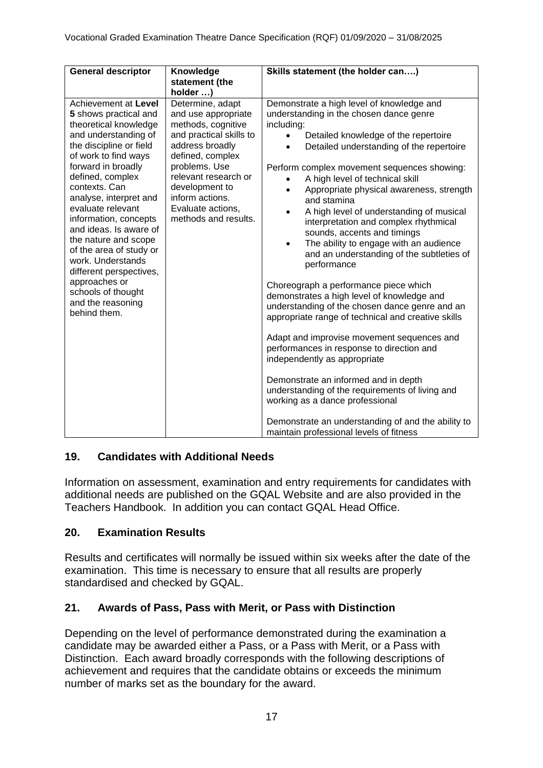| General descriptor | Knowledge statement (the holder …) | Skills statement (the holder can….) |
|---|---|---|
| Achievement at **Level 5** shows practical and theoretical knowledge and understanding of the discipline or field of work to find ways forward in broadly defined, complex contexts. Can analyse, interpret and evaluate relevant information, concepts and ideas. Is aware of the nature and scope of the area of study or work. Understands different perspectives, approaches or schools of thought and the reasoning behind them. | Determine, adapt and use appropriate methods, cognitive and practical skills to address broadly defined, complex problems. Use relevant research or development to inform actions. Evaluate actions, methods and results. | Demonstrate a high level of knowledge and understanding in the chosen dance genre including:<br>• Detailed knowledge of the repertoire<br>• Detailed understanding of the repertoire<br><br>Perform complex movement sequences showing:<br>• A high level of technical skill<br>• Appropriate physical awareness, strength and stamina<br>• A high level of understanding of musical interpretation and complex rhythmical sounds, accents and timings<br>• The ability to engage with an audience and an understanding of the subtleties of performance<br><br>Choreograph a performance piece which demonstrates a high level of knowledge and understanding of the chosen dance genre and an appropriate range of technical and creative skills<br><br>Adapt and improvise movement sequences and performances in response to direction and independently as appropriate<br><br>Demonstrate an informed and in depth understanding of the requirements of living and working as a dance professional<br><br>Demonstrate an understanding of and the ability to maintain professional levels of fitness |

## 19. Candidates with Additional Needs

Information on assessment, examination and entry requirements for candidates with additional needs are published on the GQAL Website and are also provided in the Teachers Handbook. In addition you can contact GQAL Head Office.

## 20. Examination Results

Results and certificates will normally be issued within six weeks after the date of the examination. This time is necessary to ensure that all results are properly standardised and checked by GQAL.

## 21. Awards of Pass, Pass with Merit, or Pass with Distinction

Depending on the level of performance demonstrated during the examination a candidate may be awarded either a Pass, or a Pass with Merit, or a Pass with Distinction. Each award broadly corresponds with the following descriptions of achievement and requires that the candidate obtains or exceeds the minimum number of marks set as the boundary for the award.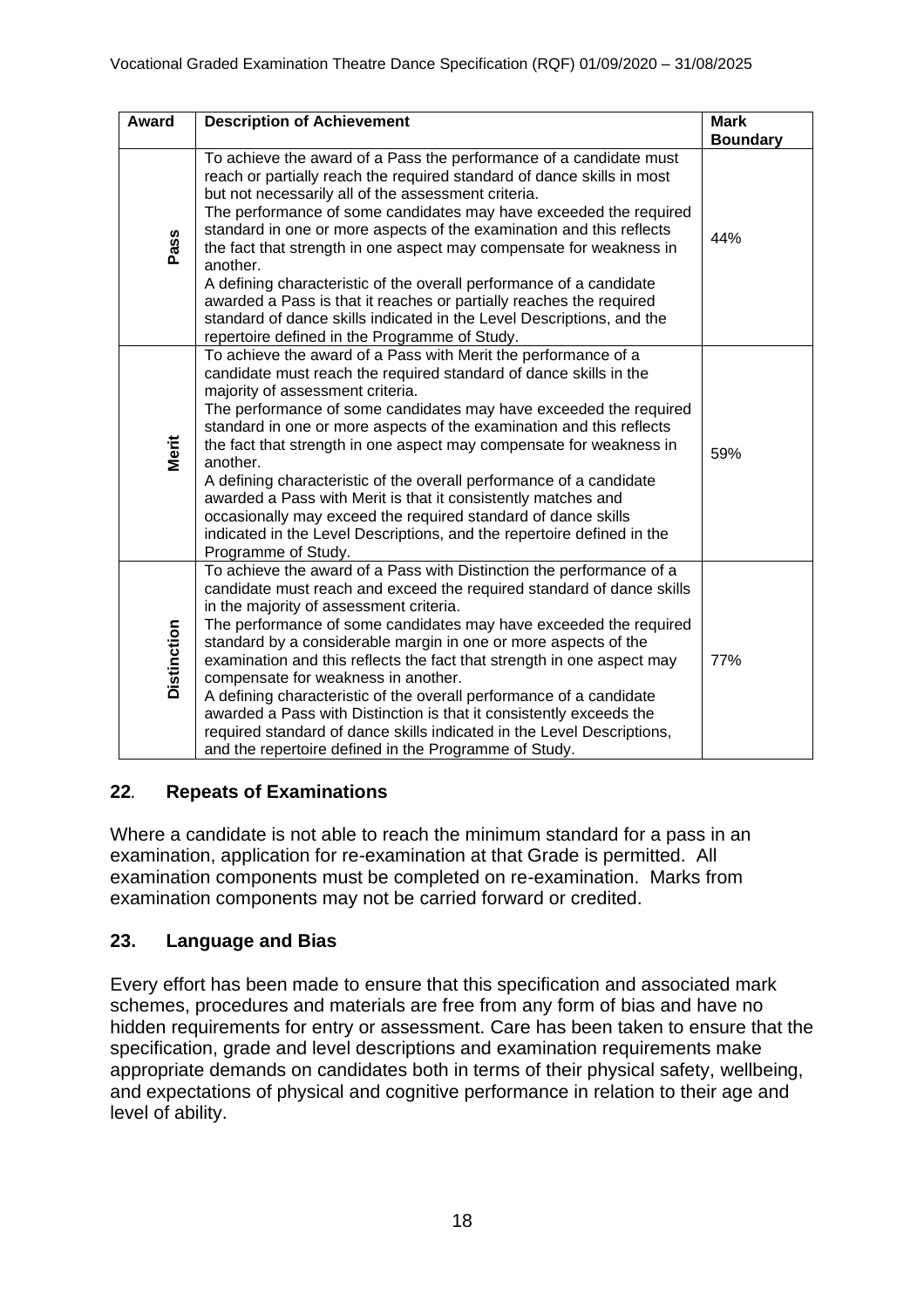| Award | Description of Achievement | Mark Boundary |
|---|---|---|
| Pass | To achieve the award of a Pass the performance of a candidate must reach or partially reach the required standard of dance skills in most but not necessarily all of the assessment criteria.<br>The performance of some candidates may have exceeded the required standard in one or more aspects of the examination and this reflects the fact that strength in one aspect may compensate for weakness in another.<br>A defining characteristic of the overall performance of a candidate awarded a Pass is that it reaches or partially reaches the required standard of dance skills indicated in the Level Descriptions, and the repertoire defined in the Programme of Study. | 44% |
| Merit | To achieve the award of a Pass with Merit the performance of a candidate must reach the required standard of dance skills in the majority of assessment criteria.<br>The performance of some candidates may have exceeded the required standard in one or more aspects of the examination and this reflects the fact that strength in one aspect may compensate for weakness in another.<br>A defining characteristic of the overall performance of a candidate awarded a Pass with Merit is that it consistently matches and occasionally may exceed the required standard of dance skills indicated in the Level Descriptions, and the repertoire defined in the Programme of Study. | 59% |
| Distinction | To achieve the award of a Pass with Distinction the performance of a candidate must reach and exceed the required standard of dance skills in the majority of assessment criteria.<br>The performance of some candidates may have exceeded the required standard by a considerable margin in one or more aspects of the examination and this reflects the fact that strength in one aspect may compensate for weakness in another.<br>A defining characteristic of the overall performance of a candidate awarded a Pass with Distinction is that it consistently exceeds the required standard of dance skills indicated in the Level Descriptions, and the repertoire defined in the Programme of Study. | 77% |

## 22. Repeats of Examinations

Where a candidate is not able to reach the minimum standard for a pass in an examination, application for re-examination at that Grade is permitted. All examination components must be completed on re-examination. Marks from examination components may not be carried forward or credited.

## 23. Language and Bias

Every effort has been made to ensure that this specification and associated mark schemes, procedures and materials are free from any form of bias and have no hidden requirements for entry or assessment. Care has been taken to ensure that the specification, grade and level descriptions and examination requirements make appropriate demands on candidates both in terms of their physical safety, wellbeing, and expectations of physical and cognitive performance in relation to their age and level of ability.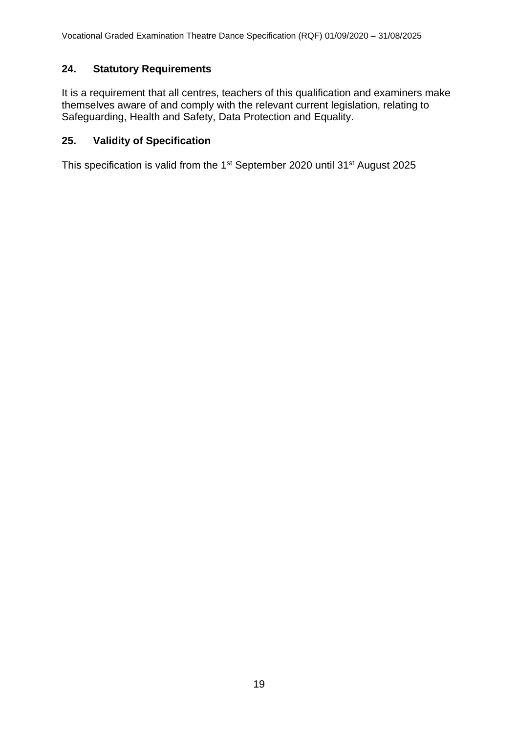## 24. Statutory Requirements

It is a requirement that all centres, teachers of this qualification and examiners make themselves aware of and comply with the relevant current legislation, relating to Safeguarding, Health and Safety, Data Protection and Equality.

## 25. Validity of Specification

This specification is valid from the 1st September 2020 until 31st August 2025